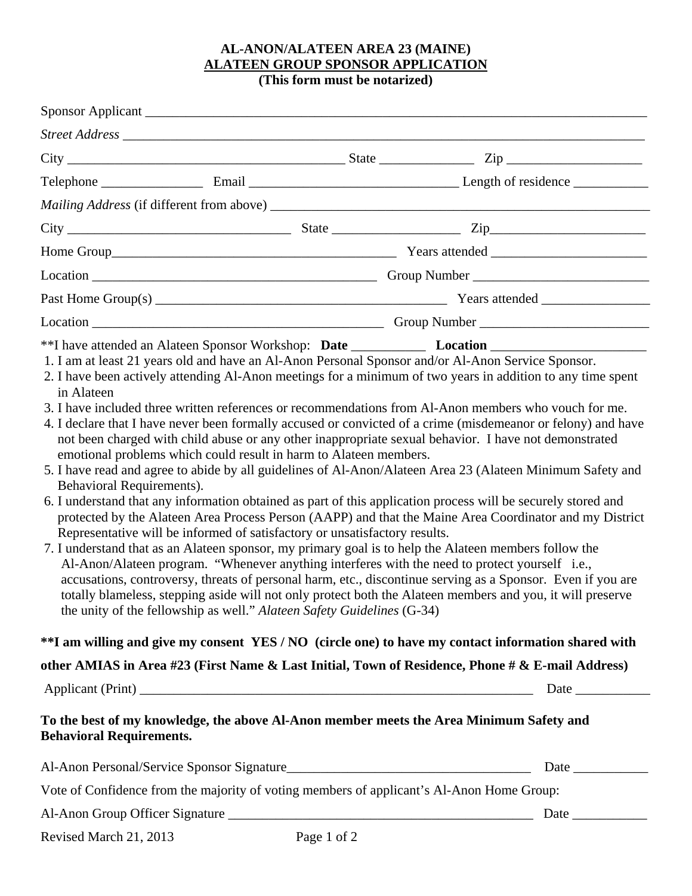**AL-ANON/ALATEEN AREA 23 (MAINE)**
**ALATEEN GROUP SPONSOR APPLICATION**
**(This form must be notarized)**

Sponsor Applicant ______________________________________________________________

*Street Address* ______________________________________________________________

City ________________________________ State ____________ Zip __________________

Telephone ______________ Email ___________________________ Length of residence __________

*Mailing Address* (if different from above) ____________________________________________

City ____________________________ State _________________ Zip_____________________

Home Group_______________________________________ Years attended _____________________

Location _____________________________________ Group Number _______________________

Past Home Group(s) _____________________________________ Years attended ________________

Location _______________________________________ Group Number _______________________

**I have attended an Alateen Sponsor Workshop: **Date** __________ **Location** _____________________

1. I am at least 21 years old and have an Al-Anon Personal Sponsor and/or Al-Anon Service Sponsor.
2. I have been actively attending Al-Anon meetings for a minimum of two years in addition to any time spent in Alateen
3. I have included three written references or recommendations from Al-Anon members who vouch for me.
4. I declare that I have never been formally accused or convicted of a crime (misdemeanor or felony) and have not been charged with child abuse or any other inappropriate sexual behavior. I have not demonstrated emotional problems which could result in harm to Alateen members.
5. I have read and agree to abide by all guidelines of Al-Anon/Alateen Area 23 (Alateen Minimum Safety and Behavioral Requirements).
6. I understand that any information obtained as part of this application process will be securely stored and protected by the Alateen Area Process Person (AAPP) and that the Maine Area Coordinator and my District Representative will be informed of satisfactory or unsatisfactory results.
7. I understand that as an Alateen sponsor, my primary goal is to help the Alateen members follow the Al-Anon/Alateen program. "Whenever anything interferes with the need to protect yourself i.e., accusations, controversy, threats of personal harm, etc., discontinue serving as a Sponsor. Even if you are totally blameless, stepping aside will not only protect both the Alateen members and you, it will preserve the unity of the fellowship as well." *Alateen Safety Guidelines* (G-34)

**\*\*I am willing and give my consent YES / NO (circle one) to have my contact information shared with other AMIAS in Area #23 (First Name & Last Initial, Town of Residence, Phone # & E-mail Address)**

Applicant (Print) ______________________________________________________ Date __________

**To the best of my knowledge, the above Al-Anon member meets the Area Minimum Safety and Behavioral Requirements.**

Al-Anon Personal/Service Sponsor Signature_________________________________ Date __________

Vote of Confidence from the majority of voting members of applicant's Al-Anon Home Group:

Al-Anon Group Officer Signature __________________________________________ Date __________

Revised March 21, 2013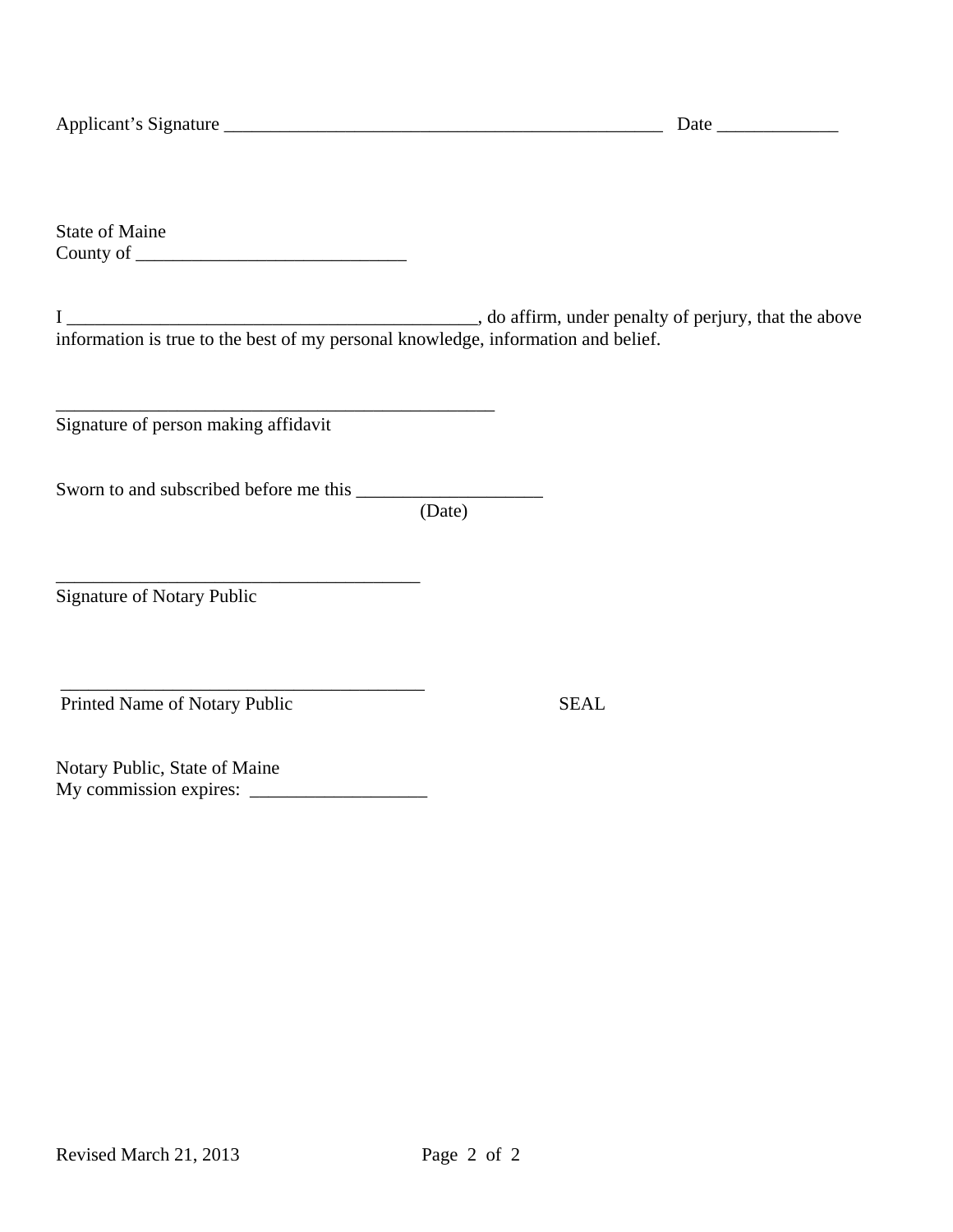Applicant's Signature ________________________________________________ Date _____________

State of Maine
County of ____________________________

I ____________________________________________, do affirm, under penalty of perjury, that the above information is true to the best of my personal knowledge, information and belief.

________________________________________________
Signature of person making affidavit

Sworn to and subscribed before me this ____________________
(Date)

________________________________________
Signature of Notary Public

________________________________________
Printed Name of Notary Public SEAL

Notary Public, State of Maine
My commission expires: ___________________

Revised March 21, 2013